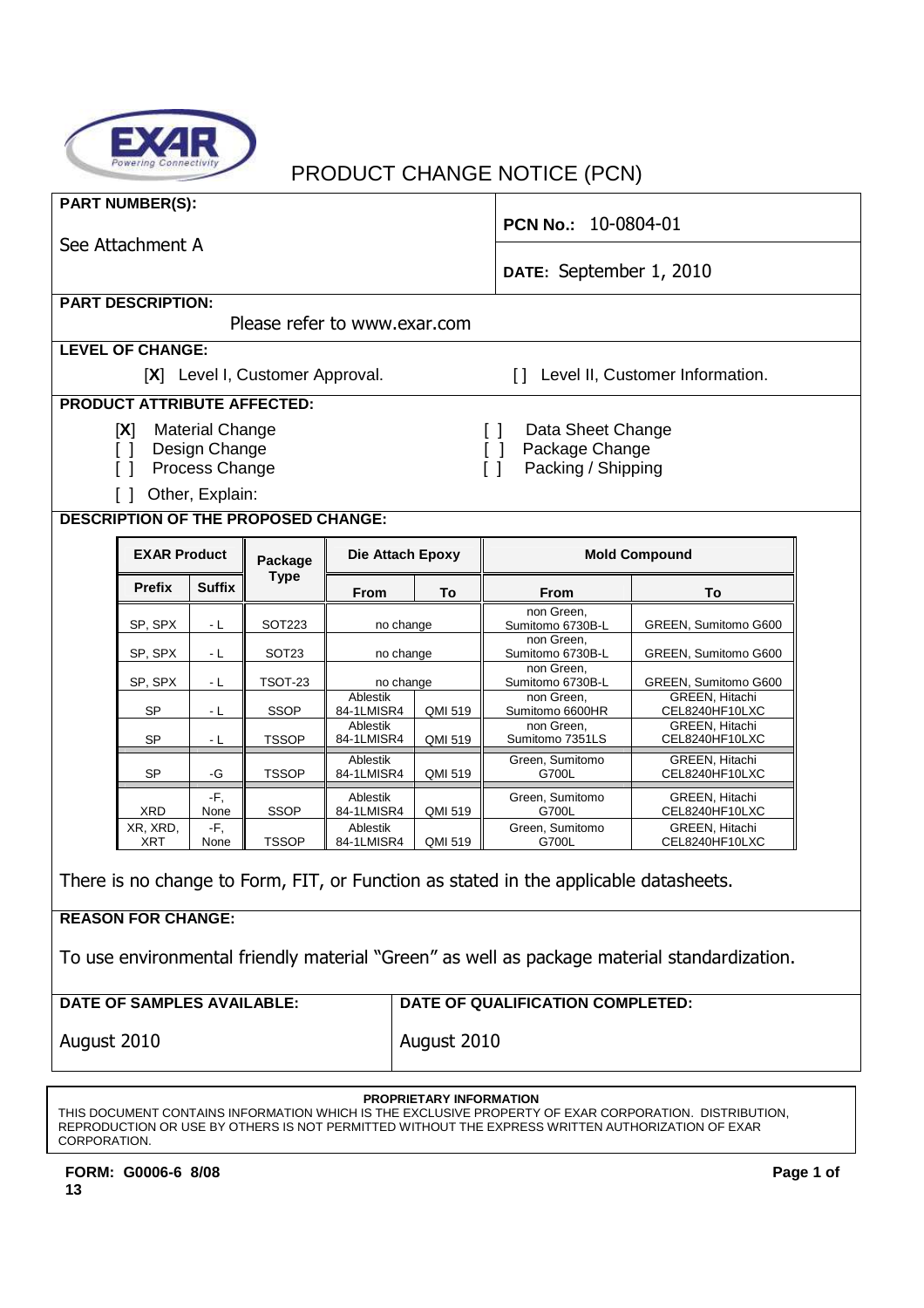# PRODUCT CHANGE NOTICE (PCN)

**PART NUMBER(S):**

See Attachment A

**PCN No.:** 10-0804-01

**DATE:** September 1, 2010

**PART DESCRIPTION:**

Please refer to www.exar.com

**LEVEL OF CHANGE:**

[**X**] Level I, Customer Approval.     [ ] Level II, Customer Information.

**PRODUCT ATTRIBUTE AFFECTED:**

- [**X**] Material Change
- [ ] Design Change
- [ ] Process Change
- [ ] Data Sheet Change
- [ ] Package Change
- [ ] Packing / Shipping
- [ ] Other, Explain:

**DESCRIPTION OF THE PROPOSED CHANGE:**

| EXAR Product | | Package Type | Die Attach Epoxy | | Mold Compound | |
|---|---|---|---|---|---|---|
| **Prefix** | **Suffix** | | **From** | **To** | **From** | **To** |
| SP, SPX | - L | SOT223 | no change | | non Green, Sumitomo 6730B-L | GREEN, Sumitomo G600 |
| SP, SPX | - L | SOT23 | no change | | non Green, Sumitomo 6730B-L | GREEN, Sumitomo G600 |
| SP, SPX | - L | TSOT-23 | no change | | non Green, Sumitomo 6730B-L | GREEN, Sumitomo G600 |
| SP | - L | SSOP | Ablestik 84-1LMISR4 | QMI 519 | non Green, Sumitomo 6600HR | GREEN, Hitachi CEL8240HF10LXC |
| SP | - L | TSSOP | Ablestik 84-1LMISR4 | QMI 519 | non Green, Sumitomo 7351LS | GREEN, Hitachi CEL8240HF10LXC |
| SP | -G | TSSOP | Ablestik 84-1LMISR4 | QMI 519 | Green, Sumitomo G700L | GREEN, Hitachi CEL8240HF10LXC |
| XRD | -F, None | SSOP | Ablestik 84-1LMISR4 | QMI 519 | Green, Sumitomo G700L | GREEN, Hitachi CEL8240HF10LXC |
| XR, XRD, XRT | -F, None | TSSOP | Ablestik 84-1LMISR4 | QMI 519 | Green, Sumitomo G700L | GREEN, Hitachi CEL8240HF10LXC |

There is no change to Form, FIT, or Function as stated in the applicable datasheets.

**REASON FOR CHANGE:**

To use environmental friendly material "Green" as well as package material standardization.

**DATE OF SAMPLES AVAILABLE:**

August 2010

**DATE OF QUALIFICATION COMPLETED:**

August 2010

**PROPRIETARY INFORMATION**

THIS DOCUMENT CONTAINS INFORMATION WHICH IS THE EXCLUSIVE PROPERTY OF EXAR CORPORATION. DISTRIBUTION, REPRODUCTION OR USE BY OTHERS IS NOT PERMITTED WITHOUT THE EXPRESS WRITTEN AUTHORIZATION OF EXAR CORPORATION.

**FORM: G0006-6 8/08**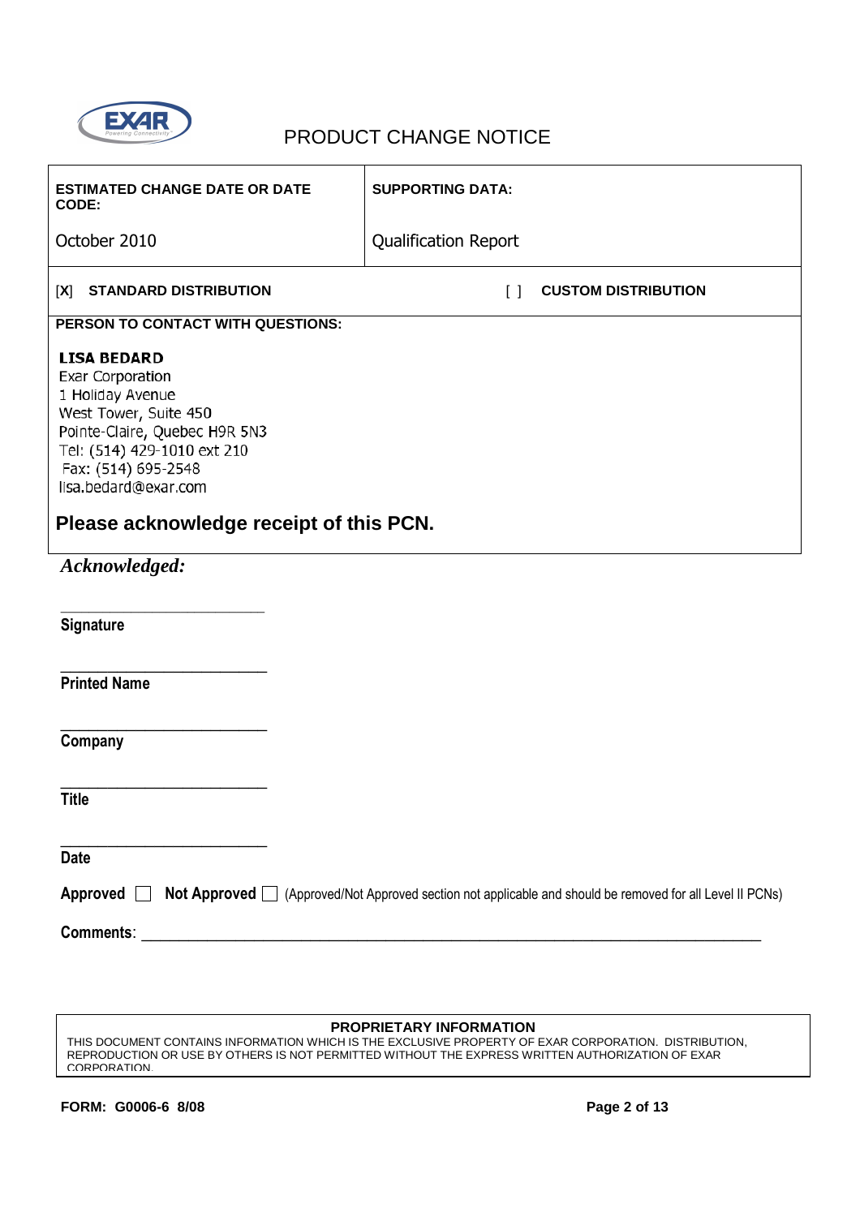# PRODUCT CHANGE NOTICE

| ESTIMATED CHANGE DATE OR DATE CODE: | SUPPORTING DATA: |
| --- | --- |
| October 2010 | Qualification Report |

[X] **STANDARD DISTRIBUTION** [ ] **CUSTOM DISTRIBUTION**

**PERSON TO CONTACT WITH QUESTIONS:**

**LISA BEDARD**
Exar Corporation
1 Holiday Avenue
West Tower, Suite 450
Pointe-Claire, Quebec H9R 5N3
Tel: (514) 429-1010 ext 210
Fax: (514) 695-2548
lisa.bedard@exar.com

## Please acknowledge receipt of this PCN.

***Acknowledged:***

\_\_\_\_\_\_\_\_\_\_\_\_\_\_\_\_\_\_\_\_\_\_\_\_\_\_
**Signature**

\_\_\_\_\_\_\_\_\_\_\_\_\_\_\_\_\_\_\_\_\_\_\_\_\_\_
**Printed Name**

\_\_\_\_\_\_\_\_\_\_\_\_\_\_\_\_\_\_\_\_\_\_\_\_\_\_
**Company**

\_\_\_\_\_\_\_\_\_\_\_\_\_\_\_\_\_\_\_\_\_\_\_\_\_\_
**Title**

\_\_\_\_\_\_\_\_\_\_\_\_\_\_\_\_\_\_\_\_\_\_\_\_\_\_
**Date**

**Approved** ☐ **Not Approved** ☐ (Approved/Not Approved section not applicable and should be removed for all Level II PCNs)

**Comments**: \_\_\_\_\_\_\_\_\_\_\_\_\_\_\_\_\_\_\_\_\_\_\_\_\_\_\_\_\_\_\_\_\_\_\_\_\_\_\_\_\_\_\_\_\_\_\_\_\_\_\_\_\_\_\_\_\_\_\_\_\_\_\_\_\_\_\_\_\_\_\_\_

**PROPRIETARY INFORMATION**
THIS DOCUMENT CONTAINS INFORMATION WHICH IS THE EXCLUSIVE PROPERTY OF EXAR CORPORATION. DISTRIBUTION, REPRODUCTION OR USE BY OTHERS IS NOT PERMITTED WITHOUT THE EXPRESS WRITTEN AUTHORIZATION OF EXAR CORPORATION.

**FORM: G0006-6 8/08**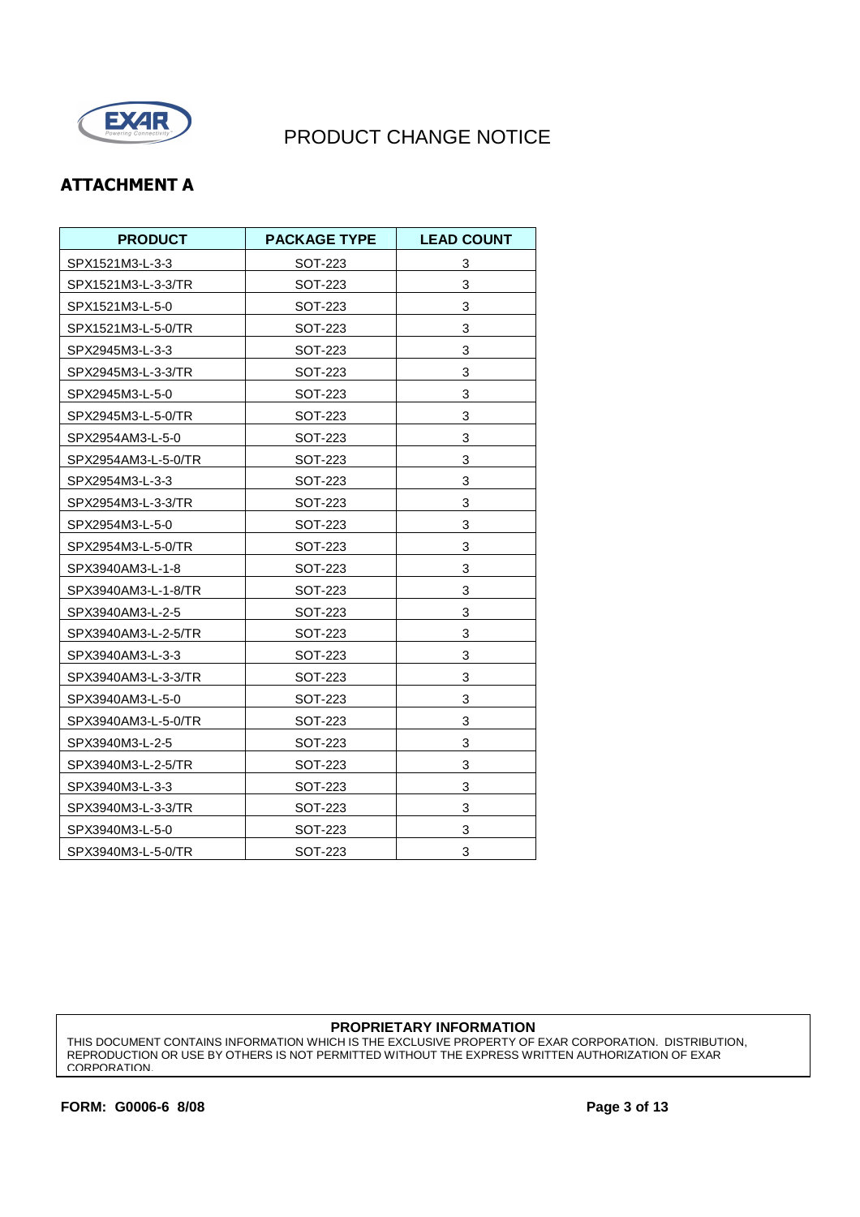# PRODUCT CHANGE NOTICE

## ATTACHMENT A

| PRODUCT | PACKAGE TYPE | LEAD COUNT |
|---|---|---|
| SPX1521M3-L-3-3 | SOT-223 | 3 |
| SPX1521M3-L-3-3/TR | SOT-223 | 3 |
| SPX1521M3-L-5-0 | SOT-223 | 3 |
| SPX1521M3-L-5-0/TR | SOT-223 | 3 |
| SPX2945M3-L-3-3 | SOT-223 | 3 |
| SPX2945M3-L-3-3/TR | SOT-223 | 3 |
| SPX2945M3-L-5-0 | SOT-223 | 3 |
| SPX2945M3-L-5-0/TR | SOT-223 | 3 |
| SPX2954AM3-L-5-0 | SOT-223 | 3 |
| SPX2954AM3-L-5-0/TR | SOT-223 | 3 |
| SPX2954M3-L-3-3 | SOT-223 | 3 |
| SPX2954M3-L-3-3/TR | SOT-223 | 3 |
| SPX2954M3-L-5-0 | SOT-223 | 3 |
| SPX2954M3-L-5-0/TR | SOT-223 | 3 |
| SPX3940AM3-L-1-8 | SOT-223 | 3 |
| SPX3940AM3-L-1-8/TR | SOT-223 | 3 |
| SPX3940AM3-L-2-5 | SOT-223 | 3 |
| SPX3940AM3-L-2-5/TR | SOT-223 | 3 |
| SPX3940AM3-L-3-3 | SOT-223 | 3 |
| SPX3940AM3-L-3-3/TR | SOT-223 | 3 |
| SPX3940AM3-L-5-0 | SOT-223 | 3 |
| SPX3940AM3-L-5-0/TR | SOT-223 | 3 |
| SPX3940M3-L-2-5 | SOT-223 | 3 |
| SPX3940M3-L-2-5/TR | SOT-223 | 3 |
| SPX3940M3-L-3-3 | SOT-223 | 3 |
| SPX3940M3-L-3-3/TR | SOT-223 | 3 |
| SPX3940M3-L-5-0 | SOT-223 | 3 |
| SPX3940M3-L-5-0/TR | SOT-223 | 3 |

**PROPRIETARY INFORMATION**

THIS DOCUMENT CONTAINS INFORMATION WHICH IS THE EXCLUSIVE PROPERTY OF EXAR CORPORATION. DISTRIBUTION, REPRODUCTION OR USE BY OTHERS IS NOT PERMITTED WITHOUT THE EXPRESS WRITTEN AUTHORIZATION OF EXAR CORPORATION.

**FORM: G0006-6 8/08**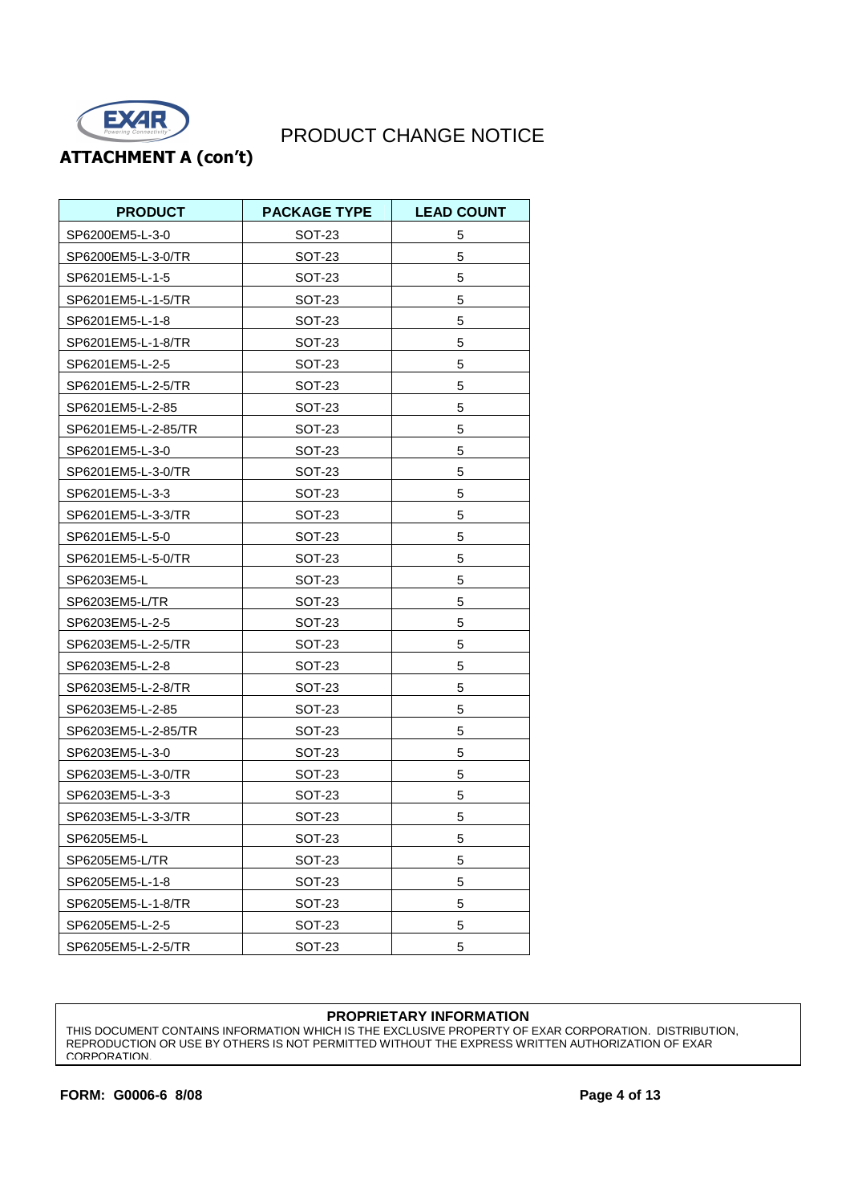# PRODUCT CHANGE NOTICE

## ATTACHMENT A (con't)

| PRODUCT | PACKAGE TYPE | LEAD COUNT |
|---|---|---|
| SP6200EM5-L-3-0 | SOT-23 | 5 |
| SP6200EM5-L-3-0/TR | SOT-23 | 5 |
| SP6201EM5-L-1-5 | SOT-23 | 5 |
| SP6201EM5-L-1-5/TR | SOT-23 | 5 |
| SP6201EM5-L-1-8 | SOT-23 | 5 |
| SP6201EM5-L-1-8/TR | SOT-23 | 5 |
| SP6201EM5-L-2-5 | SOT-23 | 5 |
| SP6201EM5-L-2-5/TR | SOT-23 | 5 |
| SP6201EM5-L-2-85 | SOT-23 | 5 |
| SP6201EM5-L-2-85/TR | SOT-23 | 5 |
| SP6201EM5-L-3-0 | SOT-23 | 5 |
| SP6201EM5-L-3-0/TR | SOT-23 | 5 |
| SP6201EM5-L-3-3 | SOT-23 | 5 |
| SP6201EM5-L-3-3/TR | SOT-23 | 5 |
| SP6201EM5-L-5-0 | SOT-23 | 5 |
| SP6201EM5-L-5-0/TR | SOT-23 | 5 |
| SP6203EM5-L | SOT-23 | 5 |
| SP6203EM5-L/TR | SOT-23 | 5 |
| SP6203EM5-L-2-5 | SOT-23 | 5 |
| SP6203EM5-L-2-5/TR | SOT-23 | 5 |
| SP6203EM5-L-2-8 | SOT-23 | 5 |
| SP6203EM5-L-2-8/TR | SOT-23 | 5 |
| SP6203EM5-L-2-85 | SOT-23 | 5 |
| SP6203EM5-L-2-85/TR | SOT-23 | 5 |
| SP6203EM5-L-3-0 | SOT-23 | 5 |
| SP6203EM5-L-3-0/TR | SOT-23 | 5 |
| SP6203EM5-L-3-3 | SOT-23 | 5 |
| SP6203EM5-L-3-3/TR | SOT-23 | 5 |
| SP6205EM5-L | SOT-23 | 5 |
| SP6205EM5-L/TR | SOT-23 | 5 |
| SP6205EM5-L-1-8 | SOT-23 | 5 |
| SP6205EM5-L-1-8/TR | SOT-23 | 5 |
| SP6205EM5-L-2-5 | SOT-23 | 5 |
| SP6205EM5-L-2-5/TR | SOT-23 | 5 |

**PROPRIETARY INFORMATION**

THIS DOCUMENT CONTAINS INFORMATION WHICH IS THE EXCLUSIVE PROPERTY OF EXAR CORPORATION. DISTRIBUTION, REPRODUCTION OR USE BY OTHERS IS NOT PERMITTED WITHOUT THE EXPRESS WRITTEN AUTHORIZATION OF EXAR CORPORATION.

**FORM: G0006-6 8/08**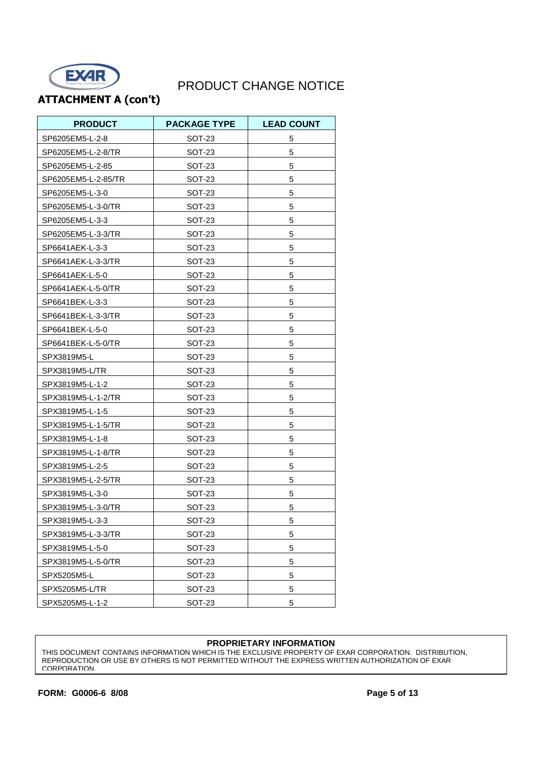# PRODUCT CHANGE NOTICE

## ATTACHMENT A (con't)

| PRODUCT | PACKAGE TYPE | LEAD COUNT |
|---|---|---|
| SP6205EM5-L-2-8 | SOT-23 | 5 |
| SP6205EM5-L-2-8/TR | SOT-23 | 5 |
| SP6205EM5-L-2-85 | SOT-23 | 5 |
| SP6205EM5-L-2-85/TR | SOT-23 | 5 |
| SP6205EM5-L-3-0 | SOT-23 | 5 |
| SP6205EM5-L-3-0/TR | SOT-23 | 5 |
| SP6205EM5-L-3-3 | SOT-23 | 5 |
| SP6205EM5-L-3-3/TR | SOT-23 | 5 |
| SP6641AEK-L-3-3 | SOT-23 | 5 |
| SP6641AEK-L-3-3/TR | SOT-23 | 5 |
| SP6641AEK-L-5-0 | SOT-23 | 5 |
| SP6641AEK-L-5-0/TR | SOT-23 | 5 |
| SP6641BEK-L-3-3 | SOT-23 | 5 |
| SP6641BEK-L-3-3/TR | SOT-23 | 5 |
| SP6641BEK-L-5-0 | SOT-23 | 5 |
| SP6641BEK-L-5-0/TR | SOT-23 | 5 |
| SPX3819M5-L | SOT-23 | 5 |
| SPX3819M5-L/TR | SOT-23 | 5 |
| SPX3819M5-L-1-2 | SOT-23 | 5 |
| SPX3819M5-L-1-2/TR | SOT-23 | 5 |
| SPX3819M5-L-1-5 | SOT-23 | 5 |
| SPX3819M5-L-1-5/TR | SOT-23 | 5 |
| SPX3819M5-L-1-8 | SOT-23 | 5 |
| SPX3819M5-L-1-8/TR | SOT-23 | 5 |
| SPX3819M5-L-2-5 | SOT-23 | 5 |
| SPX3819M5-L-2-5/TR | SOT-23 | 5 |
| SPX3819M5-L-3-0 | SOT-23 | 5 |
| SPX3819M5-L-3-0/TR | SOT-23 | 5 |
| SPX3819M5-L-3-3 | SOT-23 | 5 |
| SPX3819M5-L-3-3/TR | SOT-23 | 5 |
| SPX3819M5-L-5-0 | SOT-23 | 5 |
| SPX3819M5-L-5-0/TR | SOT-23 | 5 |
| SPX5205M5-L | SOT-23 | 5 |
| SPX5205M5-L/TR | SOT-23 | 5 |
| SPX5205M5-L-1-2 | SOT-23 | 5 |

**PROPRIETARY INFORMATION**

THIS DOCUMENT CONTAINS INFORMATION WHICH IS THE EXCLUSIVE PROPERTY OF EXAR CORPORATION. DISTRIBUTION, REPRODUCTION OR USE BY OTHERS IS NOT PERMITTED WITHOUT THE EXPRESS WRITTEN AUTHORIZATION OF EXAR CORPORATION.

**FORM: G0006-6 8/08**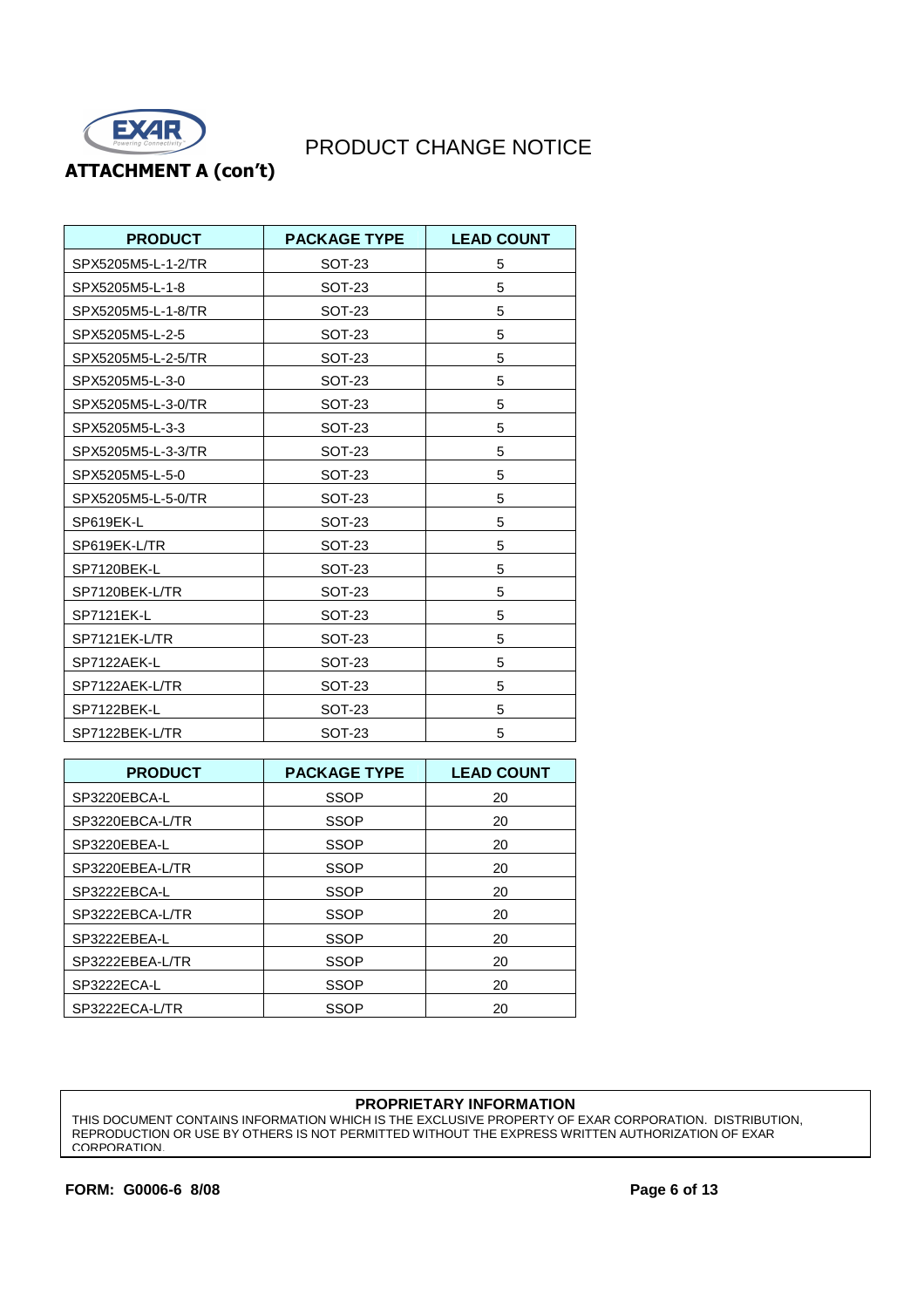PRODUCT CHANGE NOTICE

**ATTACHMENT A (con't)**

| PRODUCT | PACKAGE TYPE | LEAD COUNT |
|---|---|---|
| SPX5205M5-L-1-2/TR | SOT-23 | 5 |
| SPX5205M5-L-1-8 | SOT-23 | 5 |
| SPX5205M5-L-1-8/TR | SOT-23 | 5 |
| SPX5205M5-L-2-5 | SOT-23 | 5 |
| SPX5205M5-L-2-5/TR | SOT-23 | 5 |
| SPX5205M5-L-3-0 | SOT-23 | 5 |
| SPX5205M5-L-3-0/TR | SOT-23 | 5 |
| SPX5205M5-L-3-3 | SOT-23 | 5 |
| SPX5205M5-L-3-3/TR | SOT-23 | 5 |
| SPX5205M5-L-5-0 | SOT-23 | 5 |
| SPX5205M5-L-5-0/TR | SOT-23 | 5 |
| SP619EK-L | SOT-23 | 5 |
| SP619EK-L/TR | SOT-23 | 5 |
| SP7120BEK-L | SOT-23 | 5 |
| SP7120BEK-L/TR | SOT-23 | 5 |
| SP7121EK-L | SOT-23 | 5 |
| SP7121EK-L/TR | SOT-23 | 5 |
| SP7122AEK-L | SOT-23 | 5 |
| SP7122AEK-L/TR | SOT-23 | 5 |
| SP7122BEK-L | SOT-23 | 5 |
| SP7122BEK-L/TR | SOT-23 | 5 |

| PRODUCT | PACKAGE TYPE | LEAD COUNT |
|---|---|---|
| SP3220EBCA-L | SSOP | 20 |
| SP3220EBCA-L/TR | SSOP | 20 |
| SP3220EBEA-L | SSOP | 20 |
| SP3220EBEA-L/TR | SSOP | 20 |
| SP3222EBCA-L | SSOP | 20 |
| SP3222EBCA-L/TR | SSOP | 20 |
| SP3222EBEA-L | SSOP | 20 |
| SP3222EBEA-L/TR | SSOP | 20 |
| SP3222ECA-L | SSOP | 20 |
| SP3222ECA-L/TR | SSOP | 20 |

**PROPRIETARY INFORMATION**

THIS DOCUMENT CONTAINS INFORMATION WHICH IS THE EXCLUSIVE PROPERTY OF EXAR CORPORATION. DISTRIBUTION, REPRODUCTION OR USE BY OTHERS IS NOT PERMITTED WITHOUT THE EXPRESS WRITTEN AUTHORIZATION OF EXAR CORPORATION.

**FORM: G0006-6 8/08**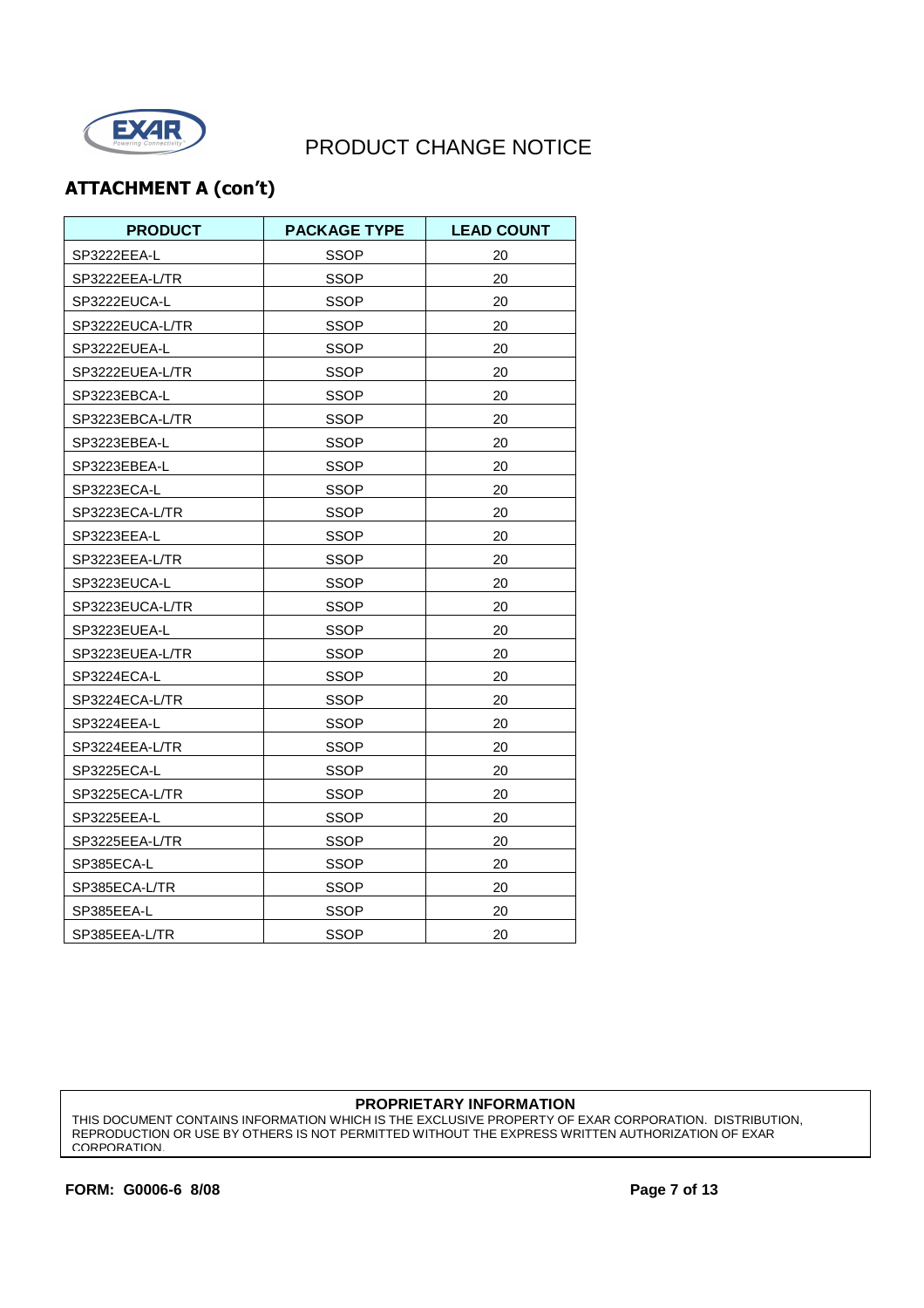## ATTACHMENT A (con't)

| PRODUCT | PACKAGE TYPE | LEAD COUNT |
|---|---|---|
| SP3222EEA-L | SSOP | 20 |
| SP3222EEA-L/TR | SSOP | 20 |
| SP3222EUCA-L | SSOP | 20 |
| SP3222EUCA-L/TR | SSOP | 20 |
| SP3222EUEA-L | SSOP | 20 |
| SP3222EUEA-L/TR | SSOP | 20 |
| SP3223EBCA-L | SSOP | 20 |
| SP3223EBCA-L/TR | SSOP | 20 |
| SP3223EBEA-L | SSOP | 20 |
| SP3223EBEA-L | SSOP | 20 |
| SP3223ECA-L | SSOP | 20 |
| SP3223ECA-L/TR | SSOP | 20 |
| SP3223EEA-L | SSOP | 20 |
| SP3223EEA-L/TR | SSOP | 20 |
| SP3223EUCA-L | SSOP | 20 |
| SP3223EUCA-L/TR | SSOP | 20 |
| SP3223EUEA-L | SSOP | 20 |
| SP3223EUEA-L/TR | SSOP | 20 |
| SP3224ECA-L | SSOP | 20 |
| SP3224ECA-L/TR | SSOP | 20 |
| SP3224EEA-L | SSOP | 20 |
| SP3224EEA-L/TR | SSOP | 20 |
| SP3225ECA-L | SSOP | 20 |
| SP3225ECA-L/TR | SSOP | 20 |
| SP3225EEA-L | SSOP | 20 |
| SP3225EEA-L/TR | SSOP | 20 |
| SP385ECA-L | SSOP | 20 |
| SP385ECA-L/TR | SSOP | 20 |
| SP385EEA-L | SSOP | 20 |
| SP385EEA-L/TR | SSOP | 20 |

**PROPRIETARY INFORMATION**

THIS DOCUMENT CONTAINS INFORMATION WHICH IS THE EXCLUSIVE PROPERTY OF EXAR CORPORATION. DISTRIBUTION, REPRODUCTION OR USE BY OTHERS IS NOT PERMITTED WITHOUT THE EXPRESS WRITTEN AUTHORIZATION OF EXAR CORPORATION.

**FORM: G0006-6 8/08**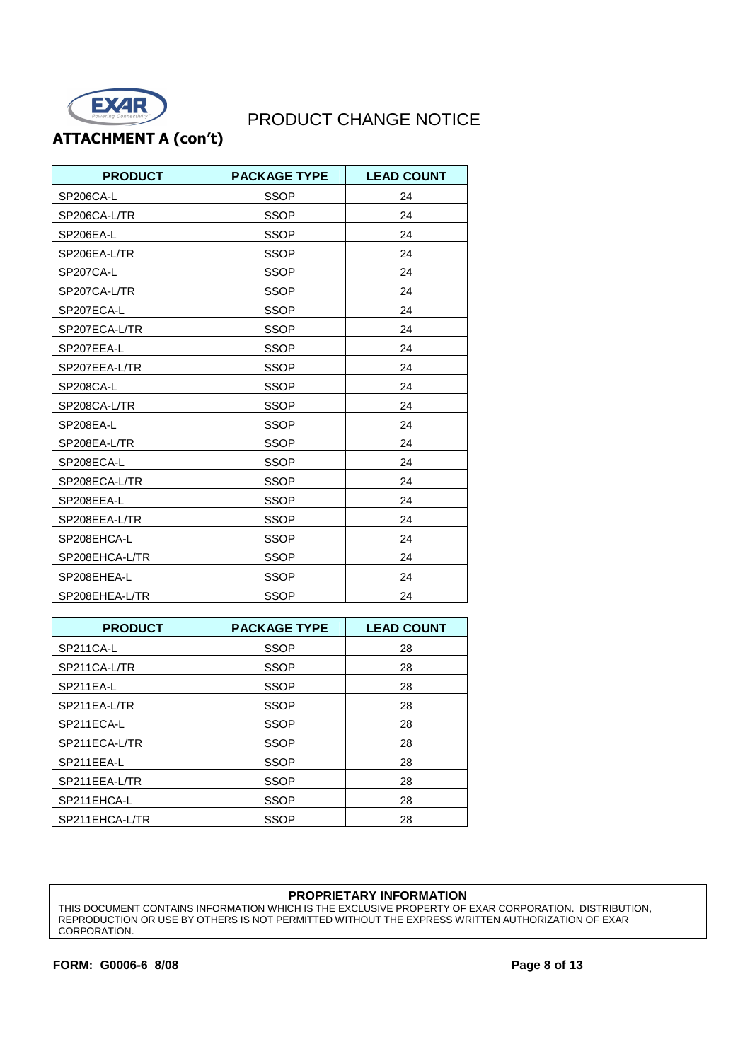# PRODUCT CHANGE NOTICE

## ATTACHMENT A (con't)

| PRODUCT | PACKAGE TYPE | LEAD COUNT |
|---|---|---|
| SP206CA-L | SSOP | 24 |
| SP206CA-L/TR | SSOP | 24 |
| SP206EA-L | SSOP | 24 |
| SP206EA-L/TR | SSOP | 24 |
| SP207CA-L | SSOP | 24 |
| SP207CA-L/TR | SSOP | 24 |
| SP207ECA-L | SSOP | 24 |
| SP207ECA-L/TR | SSOP | 24 |
| SP207EEA-L | SSOP | 24 |
| SP207EEA-L/TR | SSOP | 24 |
| SP208CA-L | SSOP | 24 |
| SP208CA-L/TR | SSOP | 24 |
| SP208EA-L | SSOP | 24 |
| SP208EA-L/TR | SSOP | 24 |
| SP208ECA-L | SSOP | 24 |
| SP208ECA-L/TR | SSOP | 24 |
| SP208EEA-L | SSOP | 24 |
| SP208EEA-L/TR | SSOP | 24 |
| SP208EHCA-L | SSOP | 24 |
| SP208EHCA-L/TR | SSOP | 24 |
| SP208EHEA-L | SSOP | 24 |
| SP208EHEA-L/TR | SSOP | 24 |

| PRODUCT | PACKAGE TYPE | LEAD COUNT |
|---|---|---|
| SP211CA-L | SSOP | 28 |
| SP211CA-L/TR | SSOP | 28 |
| SP211EA-L | SSOP | 28 |
| SP211EA-L/TR | SSOP | 28 |
| SP211ECA-L | SSOP | 28 |
| SP211ECA-L/TR | SSOP | 28 |
| SP211EEA-L | SSOP | 28 |
| SP211EEA-L/TR | SSOP | 28 |
| SP211EHCA-L | SSOP | 28 |
| SP211EHCA-L/TR | SSOP | 28 |

**PROPRIETARY INFORMATION**

THIS DOCUMENT CONTAINS INFORMATION WHICH IS THE EXCLUSIVE PROPERTY OF EXAR CORPORATION. DISTRIBUTION, REPRODUCTION OR USE BY OTHERS IS NOT PERMITTED WITHOUT THE EXPRESS WRITTEN AUTHORIZATION OF EXAR CORPORATION.

**FORM: G0006-6 8/08**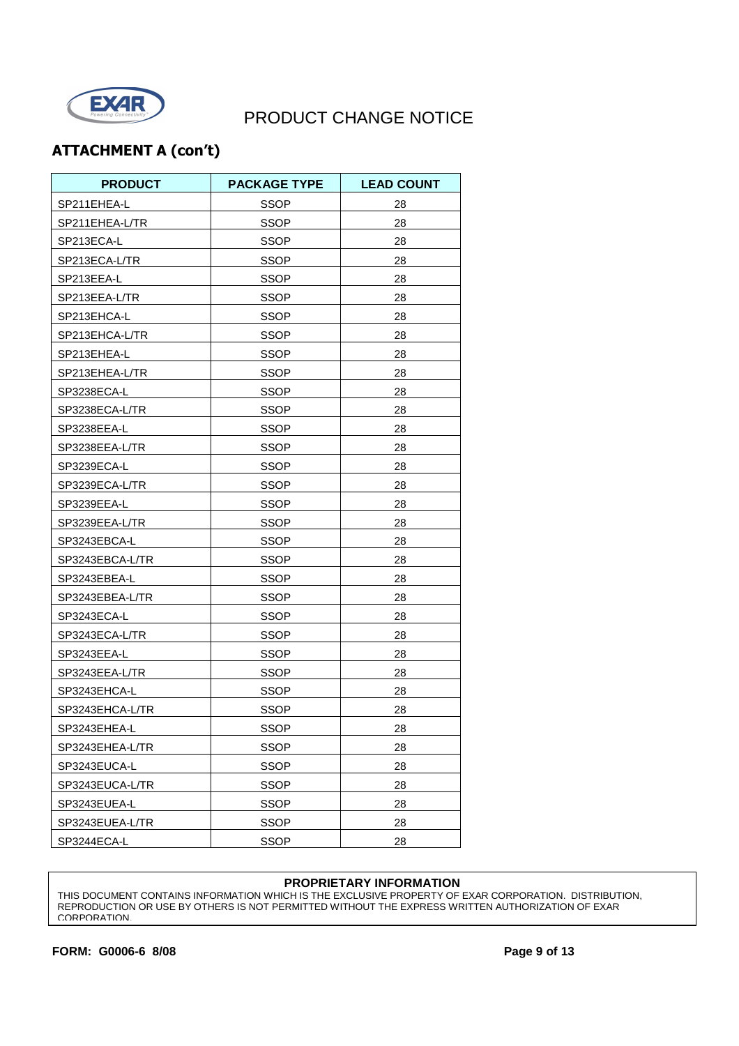# PRODUCT CHANGE NOTICE

## ATTACHMENT A (con't)

| PRODUCT | PACKAGE TYPE | LEAD COUNT |
|---|---|---|
| SP211EHEA-L | SSOP | 28 |
| SP211EHEA-L/TR | SSOP | 28 |
| SP213ECA-L | SSOP | 28 |
| SP213ECA-L/TR | SSOP | 28 |
| SP213EEA-L | SSOP | 28 |
| SP213EEA-L/TR | SSOP | 28 |
| SP213EHCA-L | SSOP | 28 |
| SP213EHCA-L/TR | SSOP | 28 |
| SP213EHEA-L | SSOP | 28 |
| SP213EHEA-L/TR | SSOP | 28 |
| SP3238ECA-L | SSOP | 28 |
| SP3238ECA-L/TR | SSOP | 28 |
| SP3238EEA-L | SSOP | 28 |
| SP3238EEA-L/TR | SSOP | 28 |
| SP3239ECA-L | SSOP | 28 |
| SP3239ECA-L/TR | SSOP | 28 |
| SP3239EEA-L | SSOP | 28 |
| SP3239EEA-L/TR | SSOP | 28 |
| SP3243EBCA-L | SSOP | 28 |
| SP3243EBCA-L/TR | SSOP | 28 |
| SP3243EBEA-L | SSOP | 28 |
| SP3243EBEA-L/TR | SSOP | 28 |
| SP3243ECA-L | SSOP | 28 |
| SP3243ECA-L/TR | SSOP | 28 |
| SP3243EEA-L | SSOP | 28 |
| SP3243EEA-L/TR | SSOP | 28 |
| SP3243EHCA-L | SSOP | 28 |
| SP3243EHCA-L/TR | SSOP | 28 |
| SP3243EHEA-L | SSOP | 28 |
| SP3243EHEA-L/TR | SSOP | 28 |
| SP3243EUCA-L | SSOP | 28 |
| SP3243EUCA-L/TR | SSOP | 28 |
| SP3243EUEA-L | SSOP | 28 |
| SP3243EUEA-L/TR | SSOP | 28 |
| SP3244ECA-L | SSOP | 28 |

**PROPRIETARY INFORMATION**

THIS DOCUMENT CONTAINS INFORMATION WHICH IS THE EXCLUSIVE PROPERTY OF EXAR CORPORATION. DISTRIBUTION, REPRODUCTION OR USE BY OTHERS IS NOT PERMITTED WITHOUT THE EXPRESS WRITTEN AUTHORIZATION OF EXAR CORPORATION.

**FORM: G0006-6 8/08**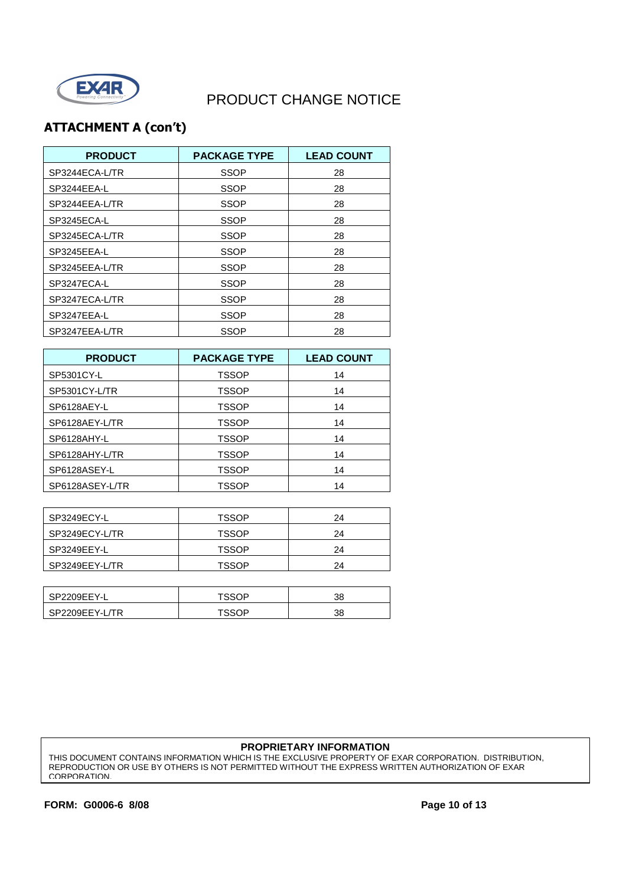PRODUCT CHANGE NOTICE

## ATTACHMENT A (con't)

| PRODUCT | PACKAGE TYPE | LEAD COUNT |
|---|---|---|
| SP3244ECA-L/TR | SSOP | 28 |
| SP3244EEA-L | SSOP | 28 |
| SP3244EEA-L/TR | SSOP | 28 |
| SP3245ECA-L | SSOP | 28 |
| SP3245ECA-L/TR | SSOP | 28 |
| SP3245EEA-L | SSOP | 28 |
| SP3245EEA-L/TR | SSOP | 28 |
| SP3247ECA-L | SSOP | 28 |
| SP3247ECA-L/TR | SSOP | 28 |
| SP3247EEA-L | SSOP | 28 |
| SP3247EEA-L/TR | SSOP | 28 |

| PRODUCT | PACKAGE TYPE | LEAD COUNT |
|---|---|---|
| SP5301CY-L | TSSOP | 14 |
| SP5301CY-L/TR | TSSOP | 14 |
| SP6128AEY-L | TSSOP | 14 |
| SP6128AEY-L/TR | TSSOP | 14 |
| SP6128AHY-L | TSSOP | 14 |
| SP6128AHY-L/TR | TSSOP | 14 |
| SP6128ASEY-L | TSSOP | 14 |
| SP6128ASEY-L/TR | TSSOP | 14 |

| | | |
|---|---|---|
| SP3249ECY-L | TSSOP | 24 |
| SP3249ECY-L/TR | TSSOP | 24 |
| SP3249EEY-L | TSSOP | 24 |
| SP3249EEY-L/TR | TSSOP | 24 |

| | | |
|---|---|---|
| SP2209EEY-L | TSSOP | 38 |
| SP2209EEY-L/TR | TSSOP | 38 |

**PROPRIETARY INFORMATION**

THIS DOCUMENT CONTAINS INFORMATION WHICH IS THE EXCLUSIVE PROPERTY OF EXAR CORPORATION. DISTRIBUTION, REPRODUCTION OR USE BY OTHERS IS NOT PERMITTED WITHOUT THE EXPRESS WRITTEN AUTHORIZATION OF EXAR CORPORATION.

**FORM: G0006-6 8/08**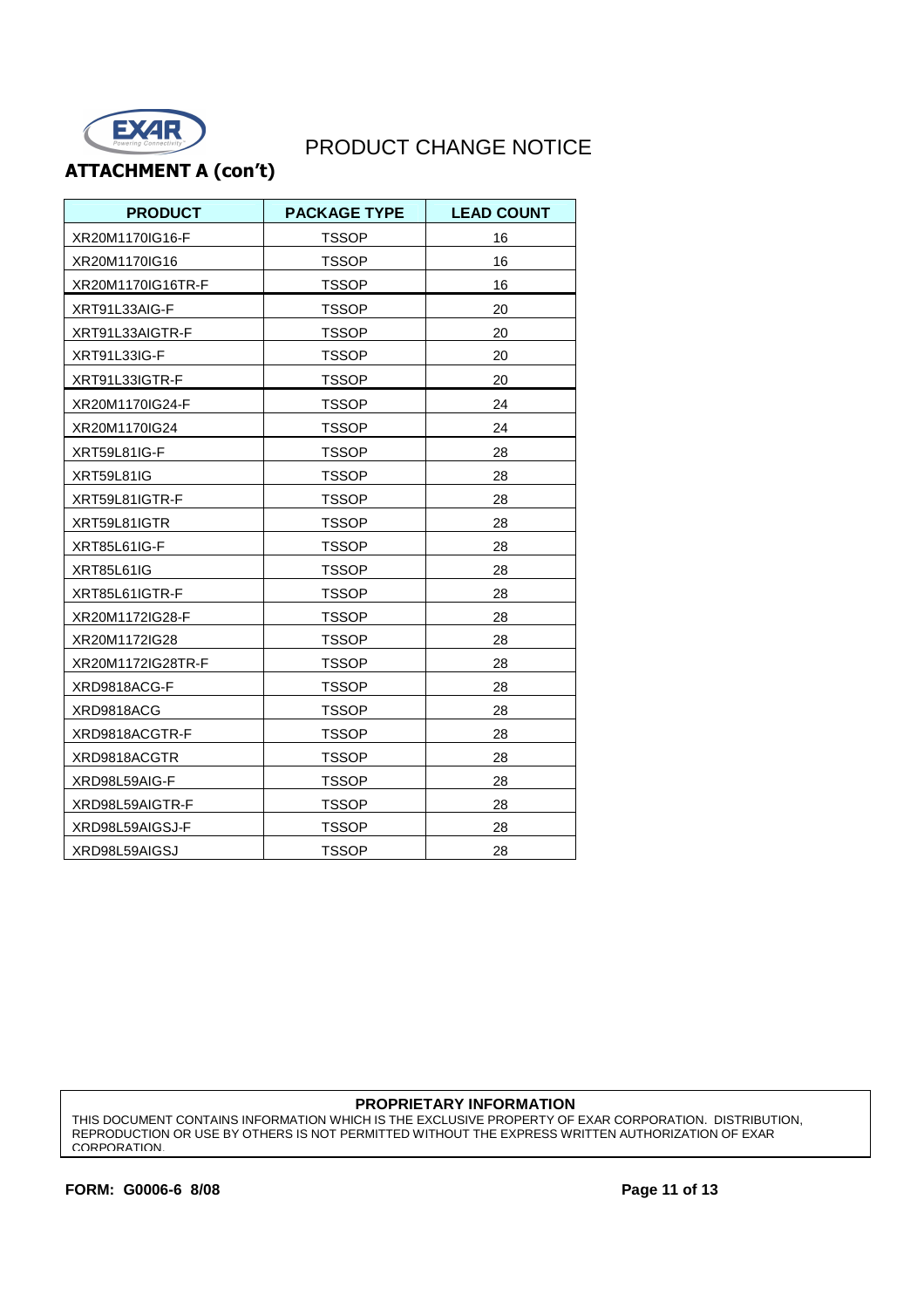# PRODUCT CHANGE NOTICE

## ATTACHMENT A (con't)

| PRODUCT | PACKAGE TYPE | LEAD COUNT |
|---|---|---|
| XR20M1170IG16-F | TSSOP | 16 |
| XR20M1170IG16 | TSSOP | 16 |
| XR20M1170IG16TR-F | TSSOP | 16 |
| XRT91L33AIG-F | TSSOP | 20 |
| XRT91L33AIGTR-F | TSSOP | 20 |
| XRT91L33IG-F | TSSOP | 20 |
| XRT91L33IGTR-F | TSSOP | 20 |
| XR20M1170IG24-F | TSSOP | 24 |
| XR20M1170IG24 | TSSOP | 24 |
| XRT59L81IG-F | TSSOP | 28 |
| XRT59L81IG | TSSOP | 28 |
| XRT59L81IGTR-F | TSSOP | 28 |
| XRT59L81IGTR | TSSOP | 28 |
| XRT85L61IG-F | TSSOP | 28 |
| XRT85L61IG | TSSOP | 28 |
| XRT85L61IGTR-F | TSSOP | 28 |
| XR20M1172IG28-F | TSSOP | 28 |
| XR20M1172IG28 | TSSOP | 28 |
| XR20M1172IG28TR-F | TSSOP | 28 |
| XRD9818ACG-F | TSSOP | 28 |
| XRD9818ACG | TSSOP | 28 |
| XRD9818ACGTR-F | TSSOP | 28 |
| XRD9818ACGTR | TSSOP | 28 |
| XRD98L59AIG-F | TSSOP | 28 |
| XRD98L59AIGTR-F | TSSOP | 28 |
| XRD98L59AIGSJ-F | TSSOP | 28 |
| XRD98L59AIGSJ | TSSOP | 28 |

**PROPRIETARY INFORMATION**

THIS DOCUMENT CONTAINS INFORMATION WHICH IS THE EXCLUSIVE PROPERTY OF EXAR CORPORATION. DISTRIBUTION, REPRODUCTION OR USE BY OTHERS IS NOT PERMITTED WITHOUT THE EXPRESS WRITTEN AUTHORIZATION OF EXAR CORPORATION.

**FORM: G0006-6 8/08**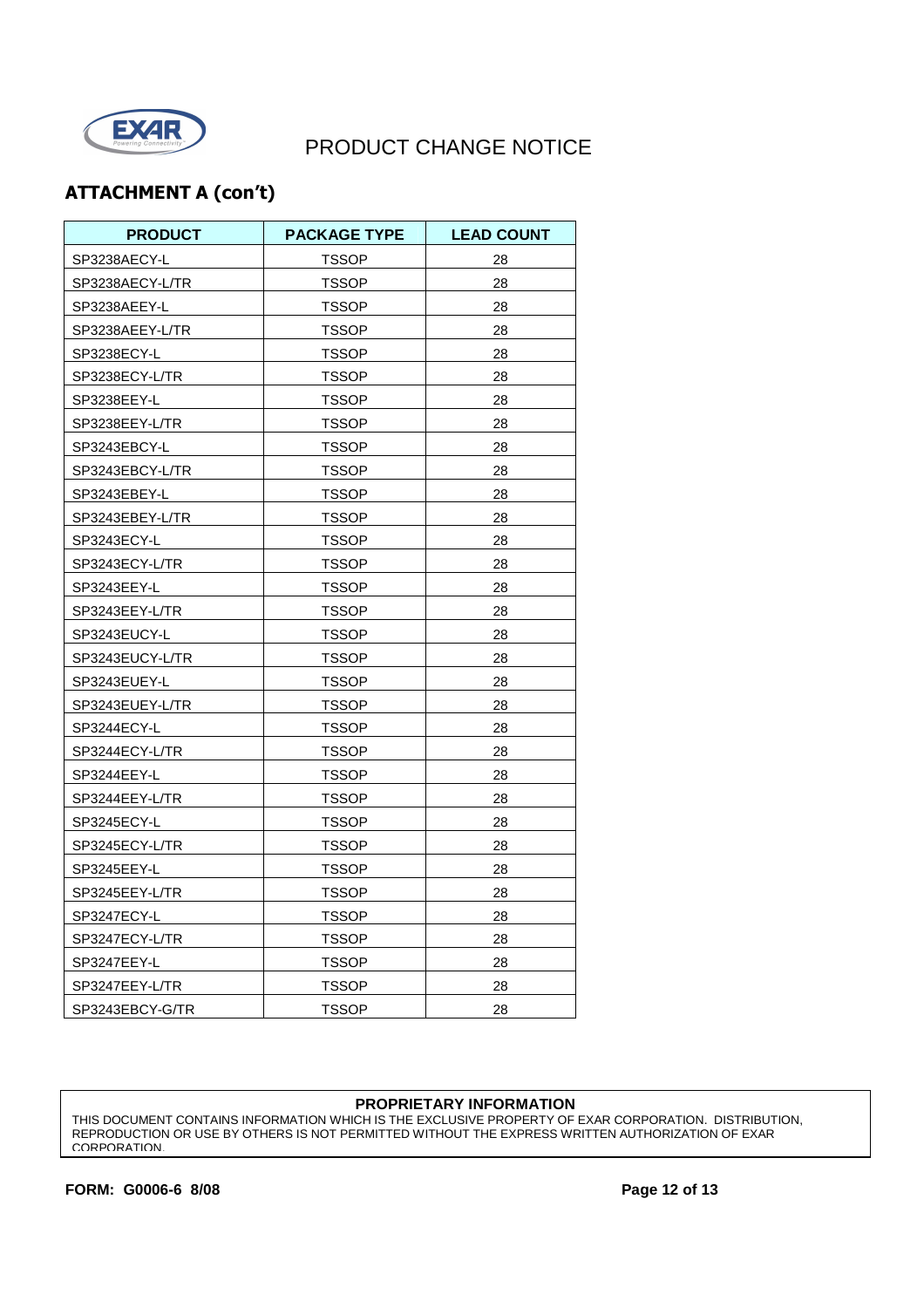# PRODUCT CHANGE NOTICE

## ATTACHMENT A (con't)

| PRODUCT | PACKAGE TYPE | LEAD COUNT |
| --- | --- | --- |
| SP3238AECY-L | TSSOP | 28 |
| SP3238AECY-L/TR | TSSOP | 28 |
| SP3238AEEY-L | TSSOP | 28 |
| SP3238AEEY-L/TR | TSSOP | 28 |
| SP3238ECY-L | TSSOP | 28 |
| SP3238ECY-L/TR | TSSOP | 28 |
| SP3238EEY-L | TSSOP | 28 |
| SP3238EEY-L/TR | TSSOP | 28 |
| SP3243EBCY-L | TSSOP | 28 |
| SP3243EBCY-L/TR | TSSOP | 28 |
| SP3243EBEY-L | TSSOP | 28 |
| SP3243EBEY-L/TR | TSSOP | 28 |
| SP3243ECY-L | TSSOP | 28 |
| SP3243ECY-L/TR | TSSOP | 28 |
| SP3243EEY-L | TSSOP | 28 |
| SP3243EEY-L/TR | TSSOP | 28 |
| SP3243EUCY-L | TSSOP | 28 |
| SP3243EUCY-L/TR | TSSOP | 28 |
| SP3243EUEY-L | TSSOP | 28 |
| SP3243EUEY-L/TR | TSSOP | 28 |
| SP3244ECY-L | TSSOP | 28 |
| SP3244ECY-L/TR | TSSOP | 28 |
| SP3244EEY-L | TSSOP | 28 |
| SP3244EEY-L/TR | TSSOP | 28 |
| SP3245ECY-L | TSSOP | 28 |
| SP3245ECY-L/TR | TSSOP | 28 |
| SP3245EEY-L | TSSOP | 28 |
| SP3245EEY-L/TR | TSSOP | 28 |
| SP3247ECY-L | TSSOP | 28 |
| SP3247ECY-L/TR | TSSOP | 28 |
| SP3247EEY-L | TSSOP | 28 |
| SP3247EEY-L/TR | TSSOP | 28 |
| SP3243EBCY-G/TR | TSSOP | 28 |

**PROPRIETARY INFORMATION**

THIS DOCUMENT CONTAINS INFORMATION WHICH IS THE EXCLUSIVE PROPERTY OF EXAR CORPORATION. DISTRIBUTION, REPRODUCTION OR USE BY OTHERS IS NOT PERMITTED WITHOUT THE EXPRESS WRITTEN AUTHORIZATION OF EXAR CORPORATION.

**FORM: G0006-6 8/08**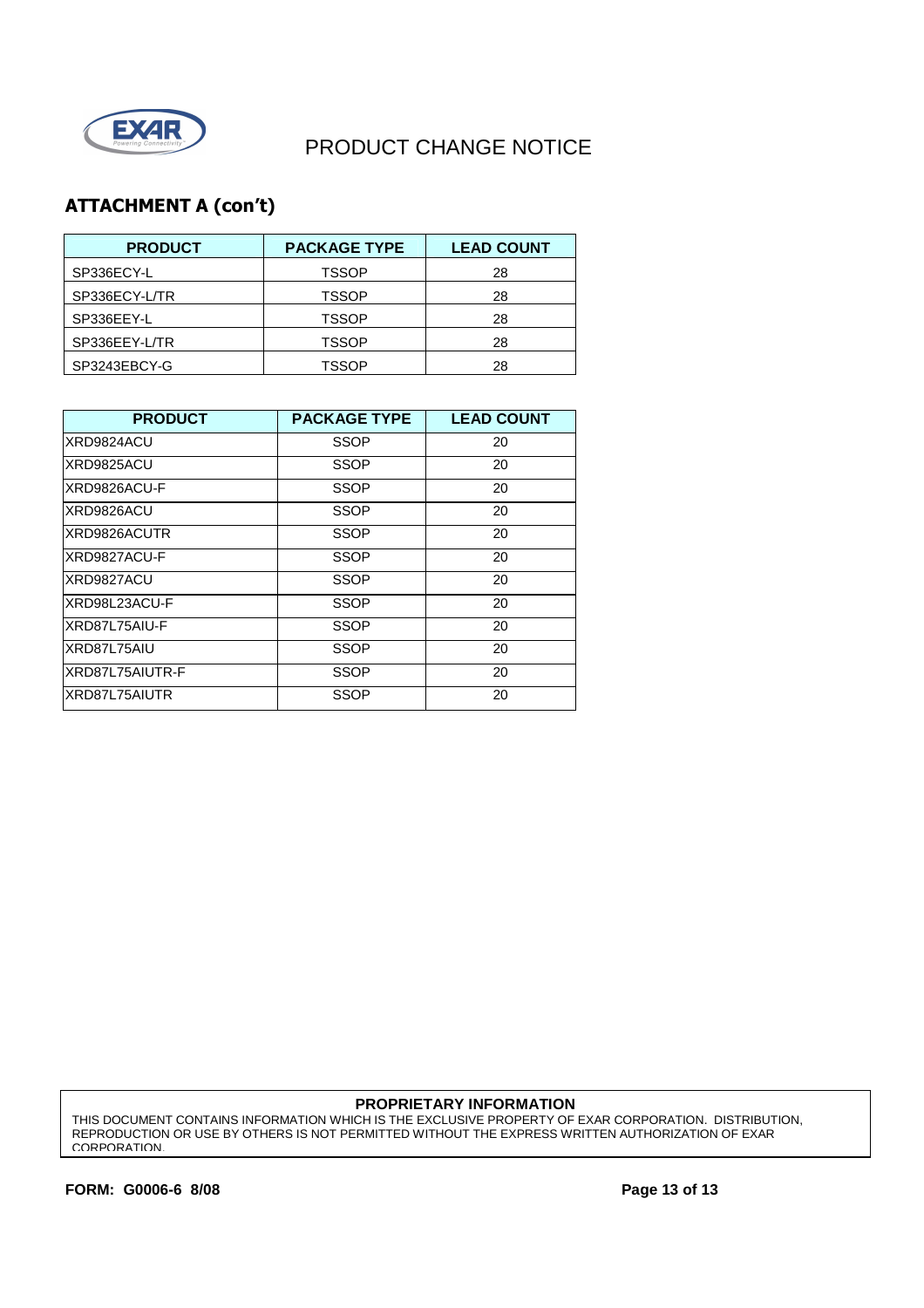# PRODUCT CHANGE NOTICE

## ATTACHMENT A (con't)

| PRODUCT | PACKAGE TYPE | LEAD COUNT |
|---|---|---|
| SP336ECY-L | TSSOP | 28 |
| SP336ECY-L/TR | TSSOP | 28 |
| SP336EEY-L | TSSOP | 28 |
| SP336EEY-L/TR | TSSOP | 28 |
| SP3243EBCY-G | TSSOP | 28 |

| PRODUCT | PACKAGE TYPE | LEAD COUNT |
|---|---|---|
| XRD9824ACU | SSOP | 20 |
| XRD9825ACU | SSOP | 20 |
| XRD9826ACU-F | SSOP | 20 |
| XRD9826ACU | SSOP | 20 |
| XRD9826ACUTR | SSOP | 20 |
| XRD9827ACU-F | SSOP | 20 |
| XRD9827ACU | SSOP | 20 |
| XRD98L23ACU-F | SSOP | 20 |
| XRD87L75AIU-F | SSOP | 20 |
| XRD87L75AIU | SSOP | 20 |
| XRD87L75AIUTR-F | SSOP | 20 |
| XRD87L75AIUTR | SSOP | 20 |

**PROPRIETARY INFORMATION**

THIS DOCUMENT CONTAINS INFORMATION WHICH IS THE EXCLUSIVE PROPERTY OF EXAR CORPORATION. DISTRIBUTION, REPRODUCTION OR USE BY OTHERS IS NOT PERMITTED WITHOUT THE EXPRESS WRITTEN AUTHORIZATION OF EXAR CORPORATION.

**FORM: G0006-6 8/08**